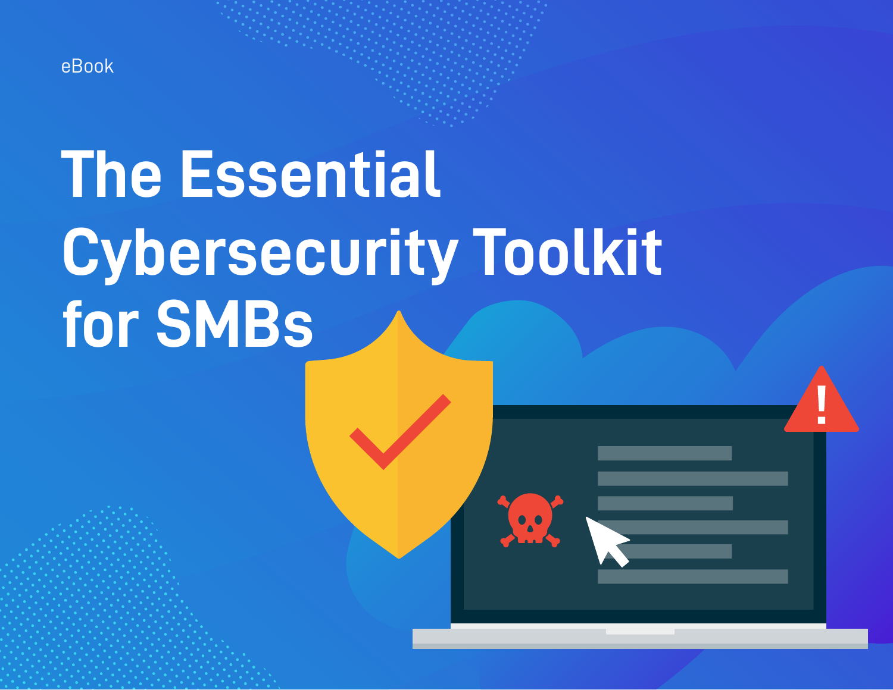eBook

# The Essential Cybersecurity Toolkit for SMBs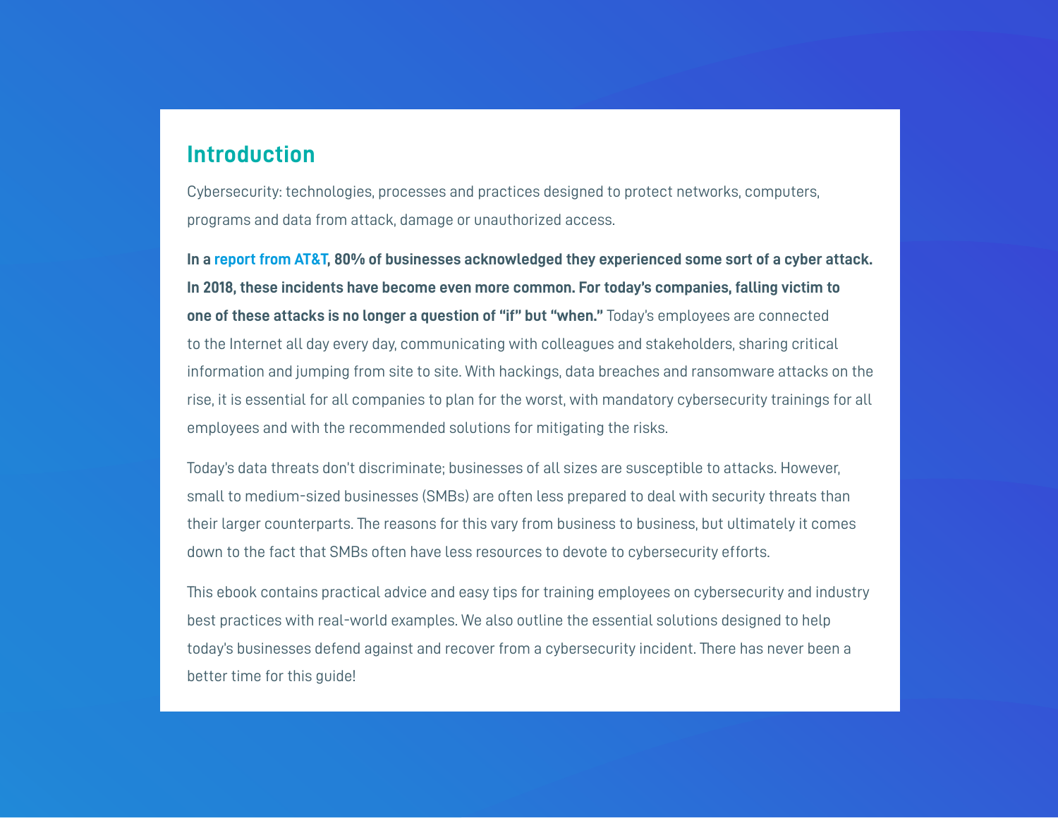## Introduction

Cybersecurity: technologies, processes and practices designed to protect networks, computers, programs and data from attack, damage or unauthorized access.

**In a report from AT&T, 80% of businesses acknowledged they experienced some sort of a cyber attack. In 2018, these incidents have become even more common. For today's companies, falling victim to one of these attacks is no longer a question of "if" but "when."** Today's employees are connected to the Internet all day every day, communicating with colleagues and stakeholders, sharing critical information and jumping from site to site. With hackings, data breaches and ransomware attacks on the rise, it is essential for all companies to plan for the worst, with mandatory cybersecurity trainings for all employees and with the recommended solutions for mitigating the risks.

Today's data threats don't discriminate; businesses of all sizes are susceptible to attacks. However, small to medium-sized businesses (SMBs) are often less prepared to deal with security threats than their larger counterparts. The reasons for this vary from business to business, but ultimately it comes down to the fact that SMBs often have less resources to devote to cybersecurity efforts.

This ebook contains practical advice and easy tips for training employees on cybersecurity and industry best practices with real-world examples. We also outline the essential solutions designed to help today's businesses defend against and recover from a cybersecurity incident. There has never been a better time for this guide!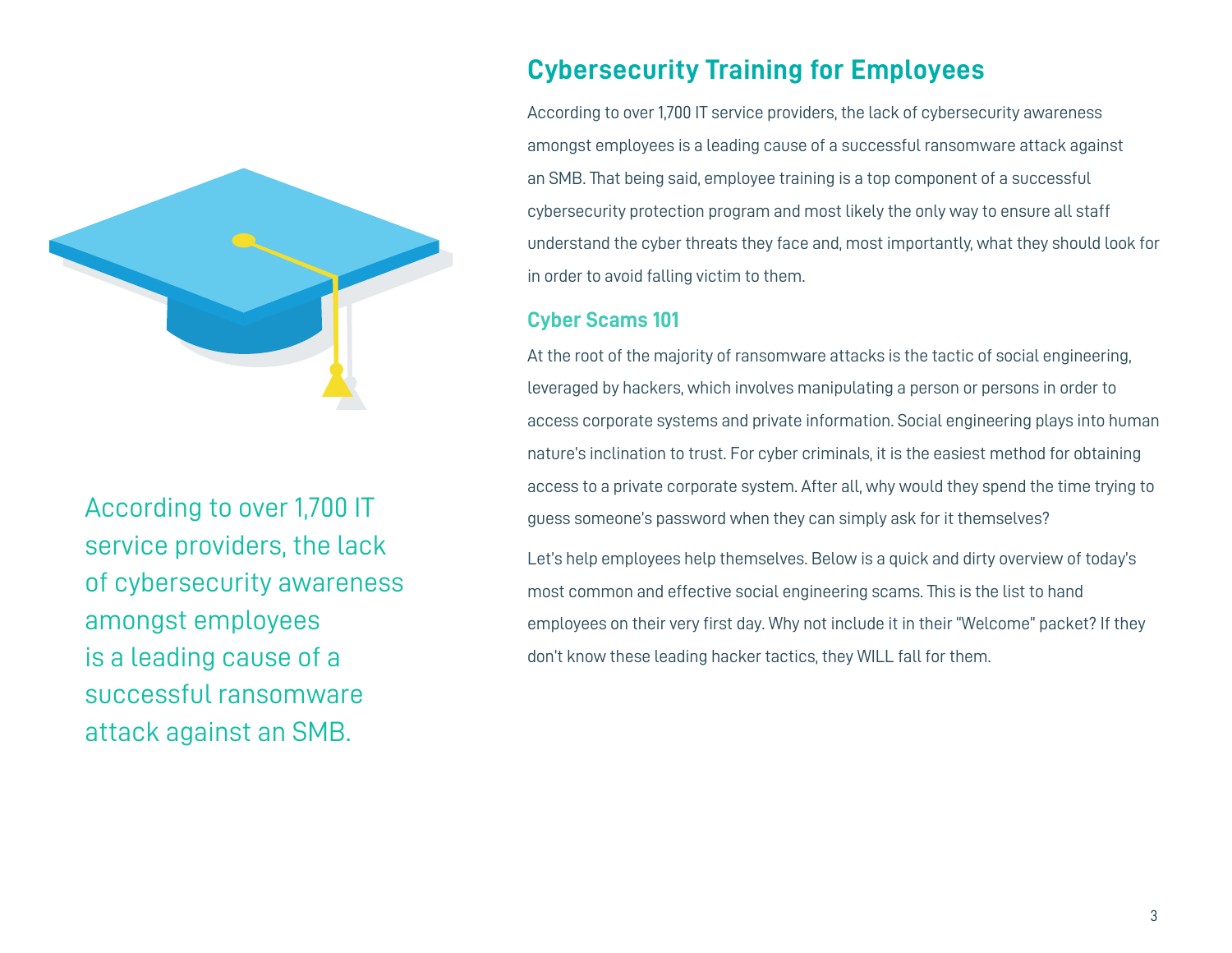According to over 1,700 IT service providers, the lack of cybersecurity awareness amongst employees is a leading cause of a successful ransomware attack against an SMB.

## Cybersecurity Training for Employees

According to over 1,700 IT service providers, the lack of cybersecurity awareness amongst employees is a leading cause of a successful ransomware attack against an SMB. That being said, employee training is a top component of a successful cybersecurity protection program and most likely the only way to ensure all staff understand the cyber threats they face and, most importantly, what they should look for in order to avoid falling victim to them.

### Cyber Scams 101

At the root of the majority of ransomware attacks is the tactic of social engineering, leveraged by hackers, which involves manipulating a person or persons in order to access corporate systems and private information. Social engineering plays into human nature's inclination to trust. For cyber criminals, it is the easiest method for obtaining access to a private corporate system. After all, why would they spend the time trying to guess someone's password when they can simply ask for it themselves?

Let's help employees help themselves. Below is a quick and dirty overview of today's most common and effective social engineering scams. This is the list to hand employees on their very first day. Why not include it in their "Welcome" packet? If they don't know these leading hacker tactics, they WILL fall for them.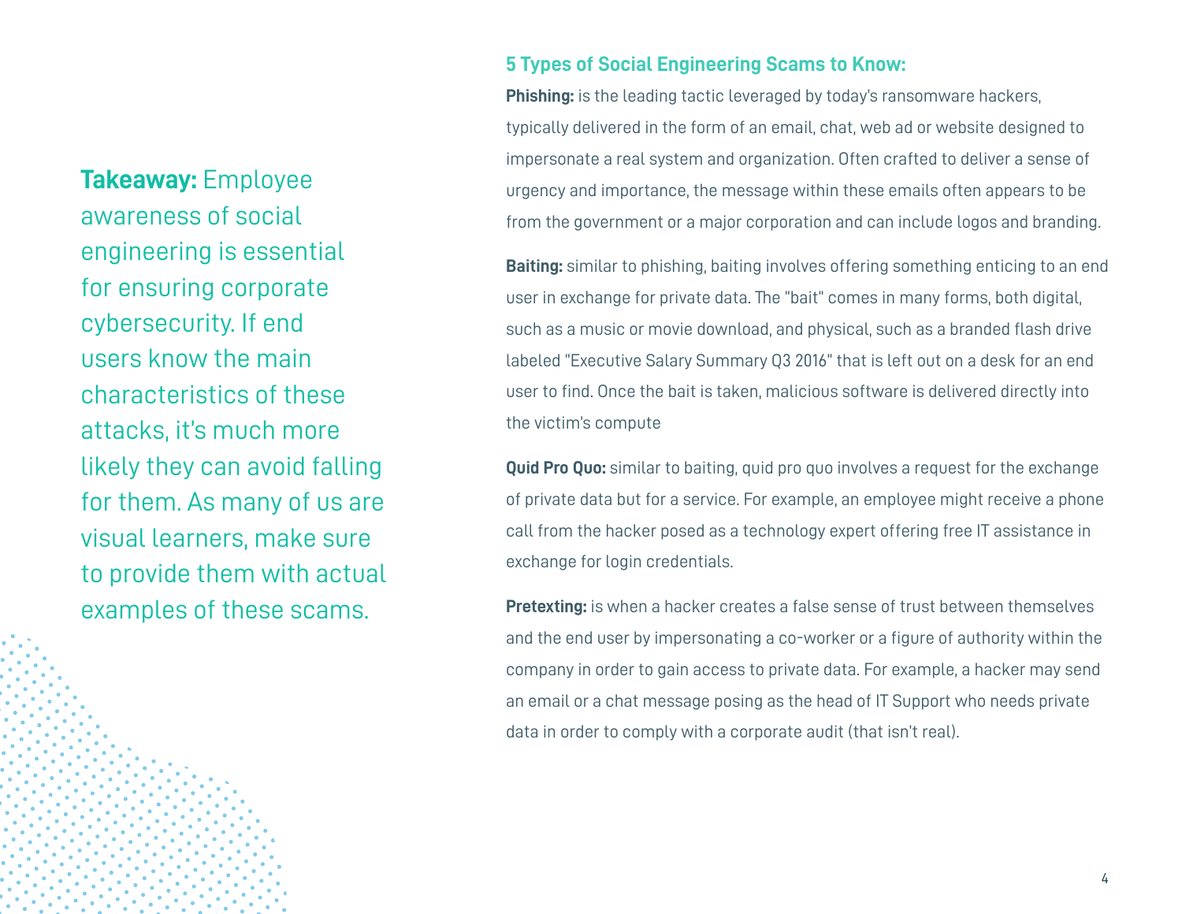**Takeaway:** Employee awareness of social engineering is essential for ensuring corporate cybersecurity. If end users know the main characteristics of these attacks, it's much more likely they can avoid falling for them. As many of us are visual learners, make sure to provide them with actual examples of these scams.

## 5 Types of Social Engineering Scams to Know:

**Phishing:** is the leading tactic leveraged by today's ransomware hackers, typically delivered in the form of an email, chat, web ad or website designed to impersonate a real system and organization. Often crafted to deliver a sense of urgency and importance, the message within these emails often appears to be from the government or a major corporation and can include logos and branding.

**Baiting:** similar to phishing, baiting involves offering something enticing to an end user in exchange for private data. The "bait" comes in many forms, both digital, such as a music or movie download, and physical, such as a branded flash drive labeled "Executive Salary Summary Q3 2016" that is left out on a desk for an end user to find. Once the bait is taken, malicious software is delivered directly into the victim's compute

**Quid Pro Quo:** similar to baiting, quid pro quo involves a request for the exchange of private data but for a service. For example, an employee might receive a phone call from the hacker posed as a technology expert offering free IT assistance in exchange for login credentials.

**Pretexting:** is when a hacker creates a false sense of trust between themselves and the end user by impersonating a co-worker or a figure of authority within the company in order to gain access to private data. For example, a hacker may send an email or a chat message posing as the head of IT Support who needs private data in order to comply with a corporate audit (that isn't real).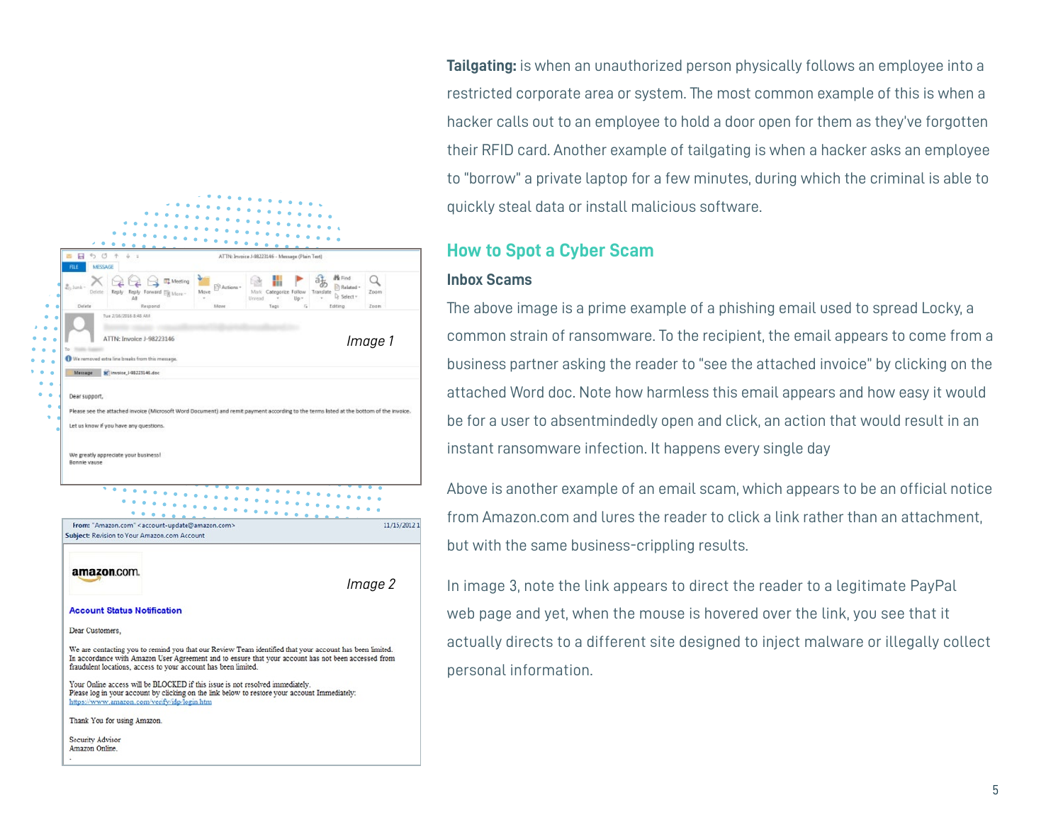**Tailgating:** is when an unauthorized person physically follows an employee into a restricted corporate area or system. The most common example of this is when a hacker calls out to an employee to hold a door open for them as they've forgotten their RFID card. Another example of tailgating is when a hacker asks an employee to "borrow" a private laptop for a few minutes, during which the criminal is able to quickly steal data or install malicious software.

## How to Spot a Cyber Scam

### Inbox Scams

The above image is a prime example of a phishing email used to spread Locky, a common strain of ransomware. To the recipient, the email appears to come from a business partner asking the reader to "see the attached invoice" by clicking on the attached Word doc. Note how harmless this email appears and how easy it would be for a user to absentmindedly open and click, an action that would result in an instant ransomware infection. It happens every single day

Above is another example of an email scam, which appears to be an official notice from Amazon.com and lures the reader to click a link rather than an attachment, but with the same business-crippling results.

In image 3, note the link appears to direct the reader to a legitimate PayPal web page and yet, when the mouse is hovered over the link, you see that it actually directs to a different site designed to inject malware or illegally collect personal information.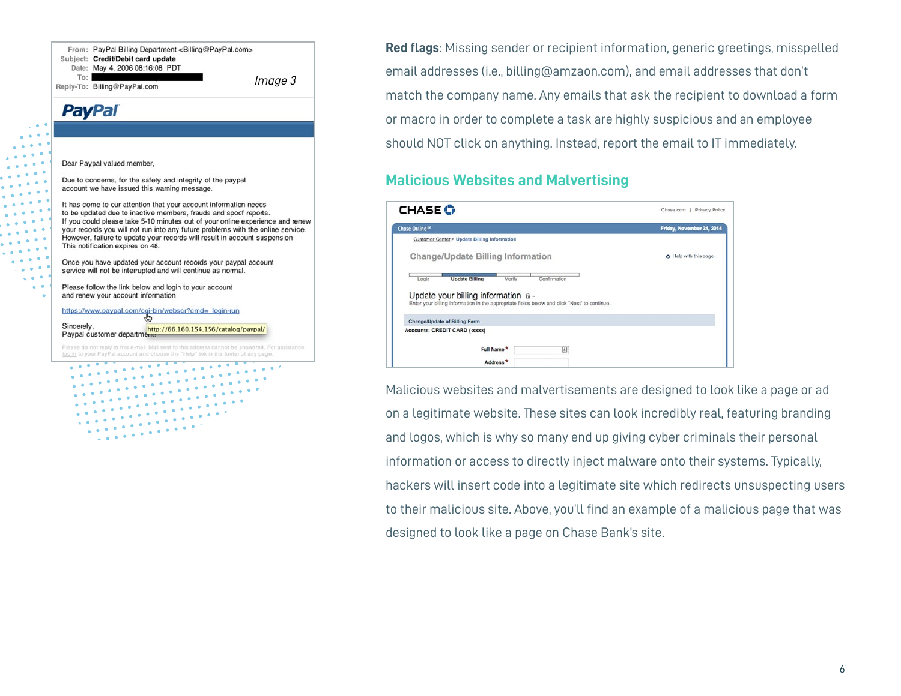Image 3

**Red flags**: Missing sender or recipient information, generic greetings, misspelled email addresses (i.e., billing@amzaon.com), and email addresses that don't match the company name. Any emails that ask the recipient to download a form or macro in order to complete a task are highly suspicious and an employee should NOT click on anything. Instead, report the email to IT immediately.

## Malicious Websites and Malvertising

Malicious websites and malvertisements are designed to look like a page or ad on a legitimate website. These sites can look incredibly real, featuring branding and logos, which is why so many end up giving cyber criminals their personal information or access to directly inject malware onto their systems. Typically, hackers will insert code into a legitimate site which redirects unsuspecting users to their malicious site. Above, you'll find an example of a malicious page that was designed to look like a page on Chase Bank's site.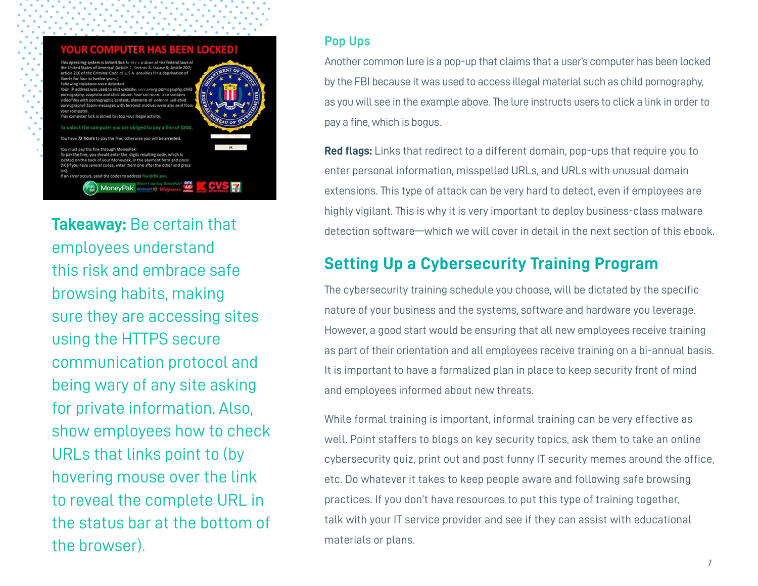## Pop Ups

Another common lure is a pop-up that claims that a user's computer has been locked by the FBI because it was used to access illegal material such as child pornography, as you will see in the example above. The lure instructs users to click a link in order to pay a fine, which is bogus.

**Red flags:** Links that redirect to a different domain, pop-ups that require you to enter personal information, misspelled URLs, and URLs with unusual domain extensions. This type of attack can be very hard to detect, even if employees are highly vigilant. This is why it is very important to deploy business-class malware detection software—which we will cover in detail in the next section of this ebook.

**Takeaway:** Be certain that employees understand this risk and embrace safe browsing habits, making sure they are accessing sites using the HTTPS secure communication protocol and being wary of any site asking for private information. Also, show employees how to check URLs that links point to (by hovering mouse over the link to reveal the complete URL in the status bar at the bottom of the browser).

## Setting Up a Cybersecurity Training Program

The cybersecurity training schedule you choose, will be dictated by the specific nature of your business and the systems, software and hardware you leverage. However, a good start would be ensuring that all new employees receive training as part of their orientation and all employees receive training on a bi-annual basis. It is important to have a formalized plan in place to keep security front of mind and employees informed about new threats.

While formal training is important, informal training can be very effective as well. Point staffers to blogs on key security topics, ask them to take an online cybersecurity quiz, print out and post funny IT security memes around the office, etc. Do whatever it takes to keep people aware and following safe browsing practices. If you don't have resources to put this type of training together, talk with your IT service provider and see if they can assist with educational materials or plans.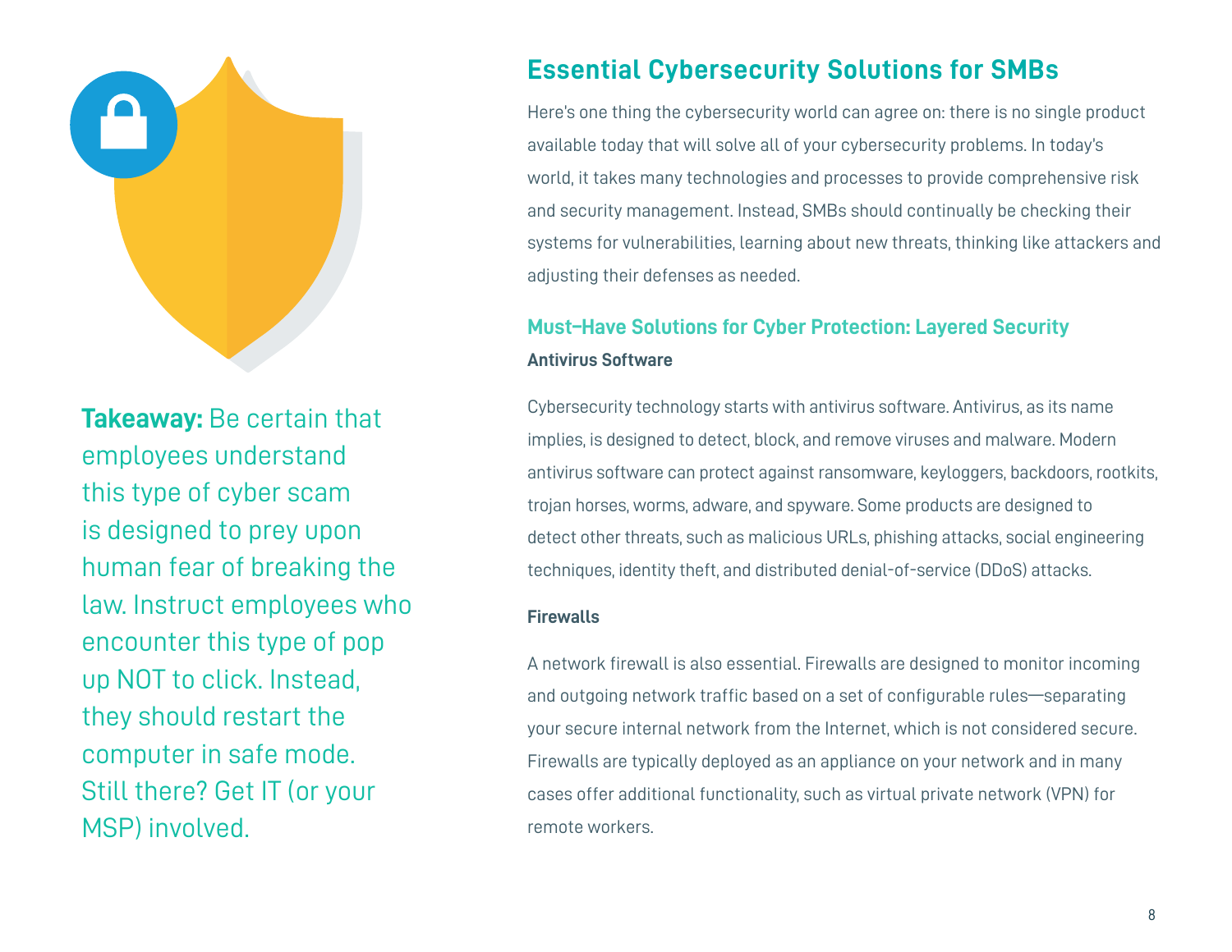**Takeaway:** Be certain that employees understand this type of cyber scam is designed to prey upon human fear of breaking the law. Instruct employees who encounter this type of pop up NOT to click. Instead, they should restart the computer in safe mode. Still there? Get IT (or your MSP) involved.

## Essential Cybersecurity Solutions for SMBs

Here's one thing the cybersecurity world can agree on: there is no single product available today that will solve all of your cybersecurity problems. In today's world, it takes many technologies and processes to provide comprehensive risk and security management. Instead, SMBs should continually be checking their systems for vulnerabilities, learning about new threats, thinking like attackers and adjusting their defenses as needed.

### Must-Have Solutions for Cyber Protection: Layered Security

**Antivirus Software**

Cybersecurity technology starts with antivirus software. Antivirus, as its name implies, is designed to detect, block, and remove viruses and malware. Modern antivirus software can protect against ransomware, keyloggers, backdoors, rootkits, trojan horses, worms, adware, and spyware. Some products are designed to detect other threats, such as malicious URLs, phishing attacks, social engineering techniques, identity theft, and distributed denial-of-service (DDoS) attacks.

**Firewalls**

A network firewall is also essential. Firewalls are designed to monitor incoming and outgoing network traffic based on a set of configurable rules—separating your secure internal network from the Internet, which is not considered secure. Firewalls are typically deployed as an appliance on your network and in many cases offer additional functionality, such as virtual private network (VPN) for remote workers.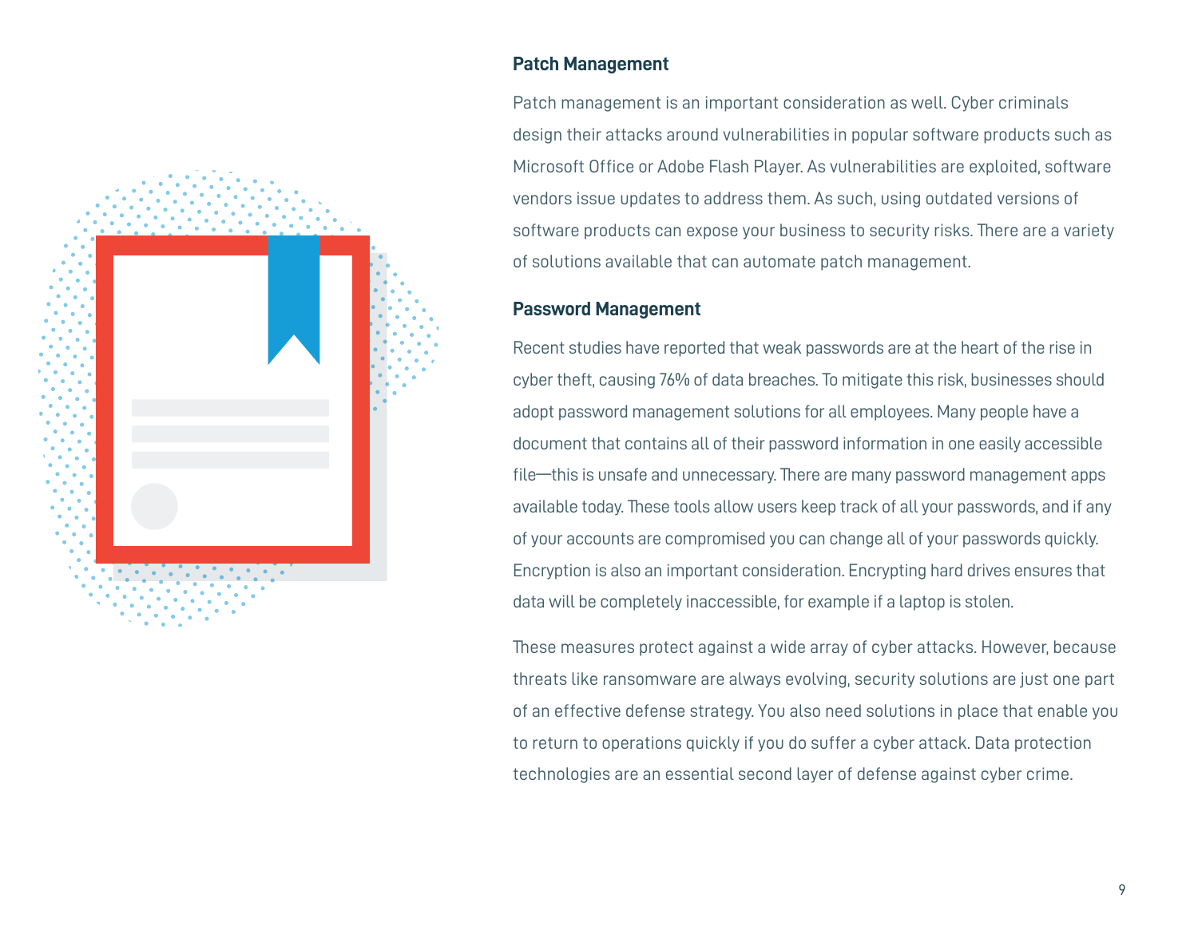### Patch Management

Patch management is an important consideration as well. Cyber criminals design their attacks around vulnerabilities in popular software products such as Microsoft Office or Adobe Flash Player. As vulnerabilities are exploited, software vendors issue updates to address them. As such, using outdated versions of software products can expose your business to security risks. There are a variety of solutions available that can automate patch management.

### Password Management

Recent studies have reported that weak passwords are at the heart of the rise in cyber theft, causing 76% of data breaches. To mitigate this risk, businesses should adopt password management solutions for all employees. Many people have a document that contains all of their password information in one easily accessible file—this is unsafe and unnecessary. There are many password management apps available today. These tools allow users keep track of all your passwords, and if any of your accounts are compromised you can change all of your passwords quickly. Encryption is also an important consideration. Encrypting hard drives ensures that data will be completely inaccessible, for example if a laptop is stolen.

These measures protect against a wide array of cyber attacks. However, because threats like ransomware are always evolving, security solutions are just one part of an effective defense strategy. You also need solutions in place that enable you to return to operations quickly if you do suffer a cyber attack. Data protection technologies are an essential second layer of defense against cyber crime.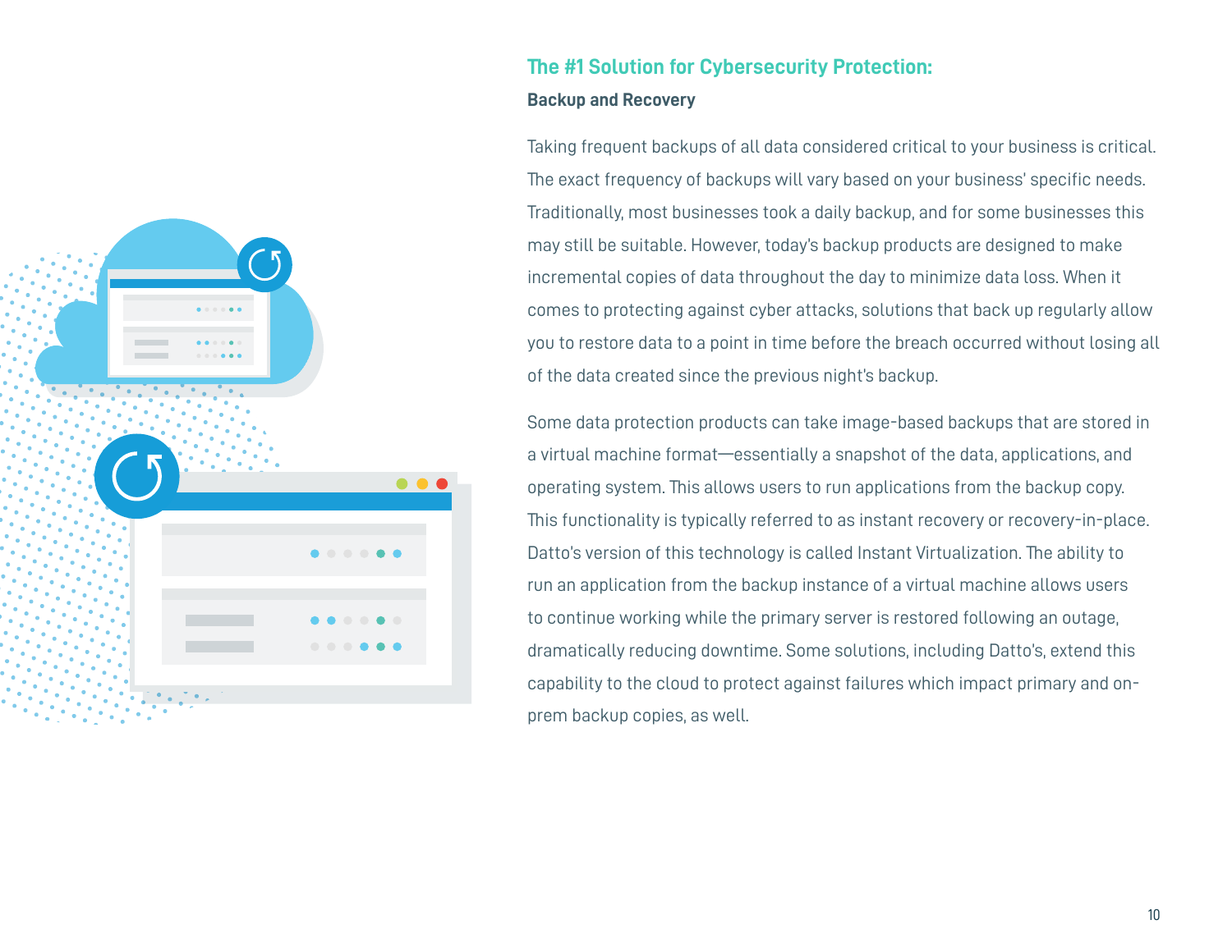## The #1 Solution for Cybersecurity Protection:

### Backup and Recovery

Taking frequent backups of all data considered critical to your business is critical. The exact frequency of backups will vary based on your business' specific needs. Traditionally, most businesses took a daily backup, and for some businesses this may still be suitable. However, today's backup products are designed to make incremental copies of data throughout the day to minimize data loss. When it comes to protecting against cyber attacks, solutions that back up regularly allow you to restore data to a point in time before the breach occurred without losing all of the data created since the previous night's backup.

Some data protection products can take image-based backups that are stored in a virtual machine format—essentially a snapshot of the data, applications, and operating system. This allows users to run applications from the backup copy. This functionality is typically referred to as instant recovery or recovery-in-place. Datto's version of this technology is called Instant Virtualization. The ability to run an application from the backup instance of a virtual machine allows users to continue working while the primary server is restored following an outage, dramatically reducing downtime. Some solutions, including Datto's, extend this capability to the cloud to protect against failures which impact primary and on-prem backup copies, as well.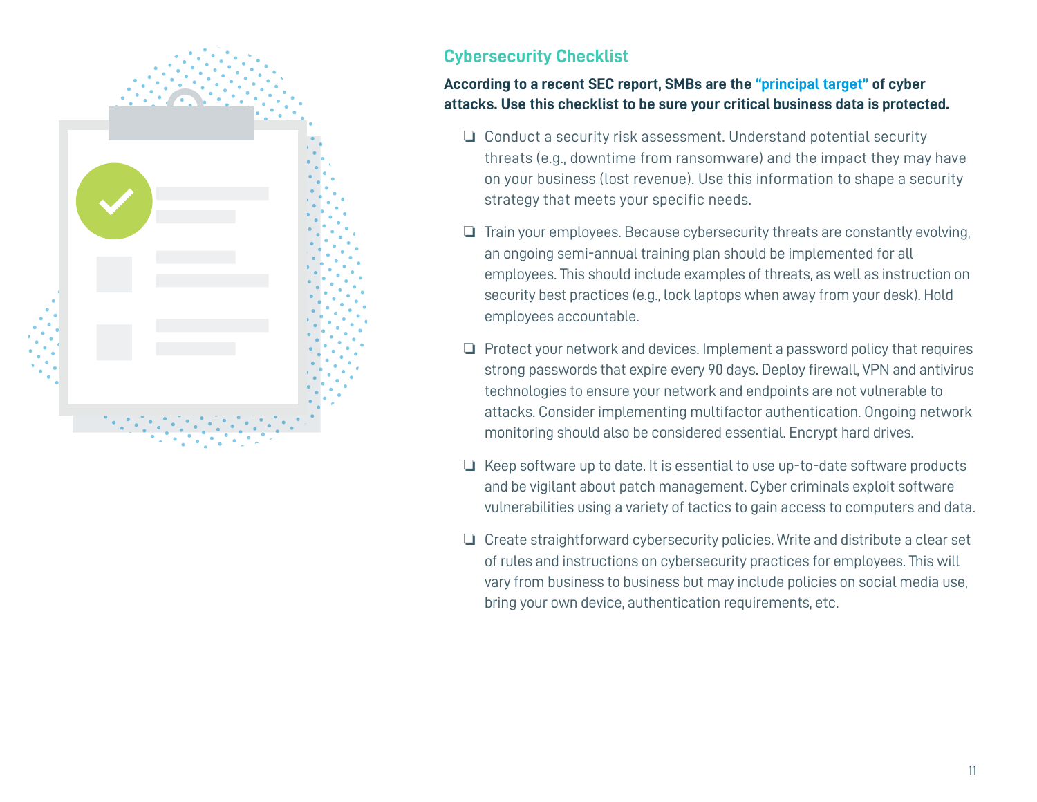## Cybersecurity Checklist

**According to a recent SEC report, SMBs are the "principal target" of cyber attacks. Use this checklist to be sure your critical business data is protected.**

- ❏ Conduct a security risk assessment. Understand potential security threats (e.g., downtime from ransomware) and the impact they may have on your business (lost revenue). Use this information to shape a security strategy that meets your specific needs.

- ❏ Train your employees. Because cybersecurity threats are constantly evolving, an ongoing semi-annual training plan should be implemented for all employees. This should include examples of threats, as well as instruction on security best practices (e.g., lock laptops when away from your desk). Hold employees accountable.

- ❏ Protect your network and devices. Implement a password policy that requires strong passwords that expire every 90 days. Deploy firewall, VPN and antivirus technologies to ensure your network and endpoints are not vulnerable to attacks. Consider implementing multifactor authentication. Ongoing network monitoring should also be considered essential. Encrypt hard drives.

- ❏ Keep software up to date. It is essential to use up-to-date software products and be vigilant about patch management. Cyber criminals exploit software vulnerabilities using a variety of tactics to gain access to computers and data.

- ❏ Create straightforward cybersecurity policies. Write and distribute a clear set of rules and instructions on cybersecurity practices for employees. This will vary from business to business but may include policies on social media use, bring your own device, authentication requirements, etc.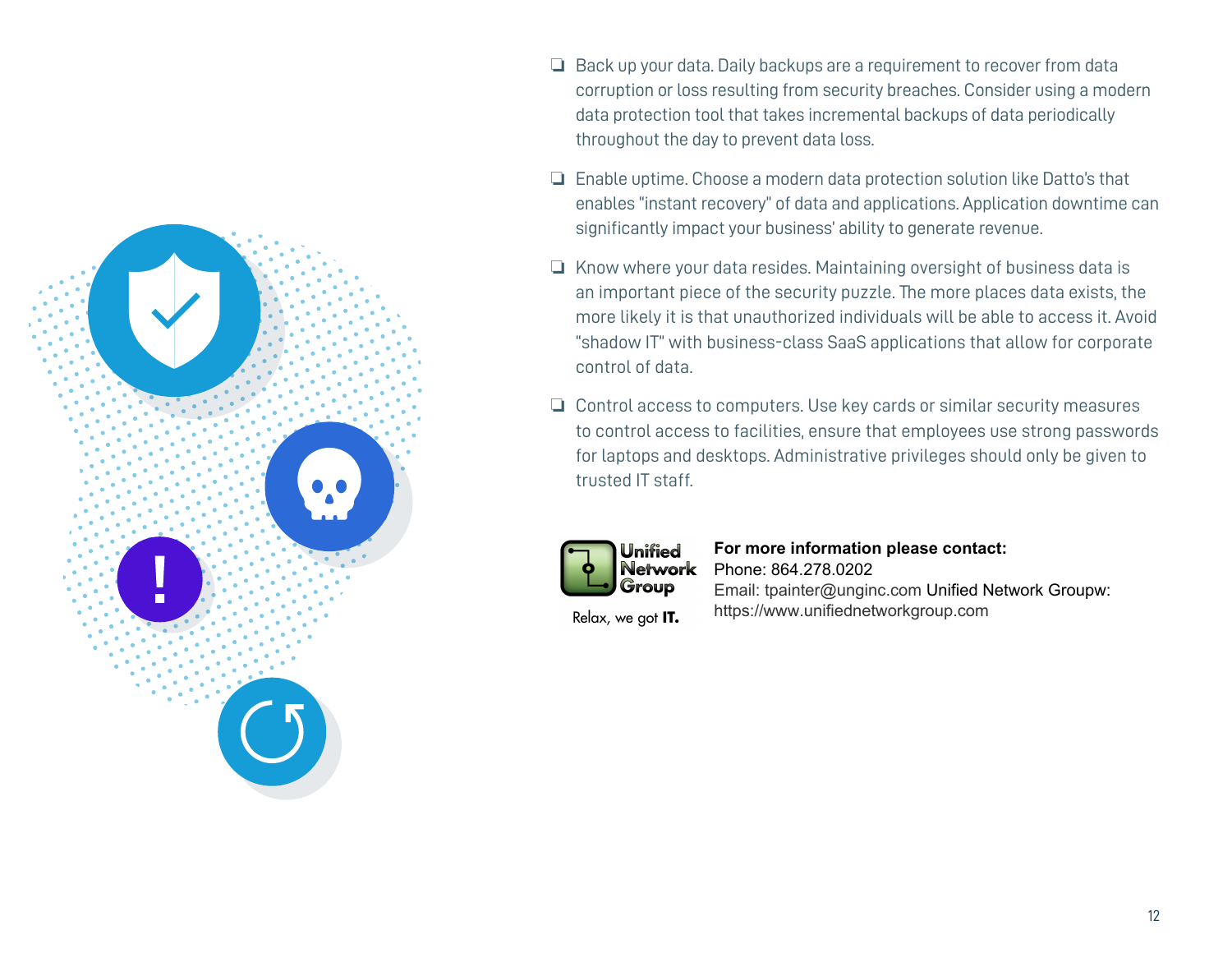- ❑ Back up your data. Daily backups are a requirement to recover from data corruption or loss resulting from security breaches. Consider using a modern data protection tool that takes incremental backups of data periodically throughout the day to prevent data loss.
- ❑ Enable uptime. Choose a modern data protection solution like Datto's that enables "instant recovery" of data and applications. Application downtime can significantly impact your business' ability to generate revenue.
- ❑ Know where your data resides. Maintaining oversight of business data is an important piece of the security puzzle. The more places data exists, the more likely it is that unauthorized individuals will be able to access it. Avoid "shadow IT" with business-class SaaS applications that allow for corporate control of data.
- ❑ Control access to computers. Use key cards or similar security measures to control access to facilities, ensure that employees use strong passwords for laptops and desktops. Administrative privileges should only be given to trusted IT staff.

Unified Network Group

Relax, we got **IT.**

**For more information please contact:**
Phone: 864.278.0202
Email: tpainter@unginc.com Unified Network Groupw: https://www.unifiednetworkgroup.com